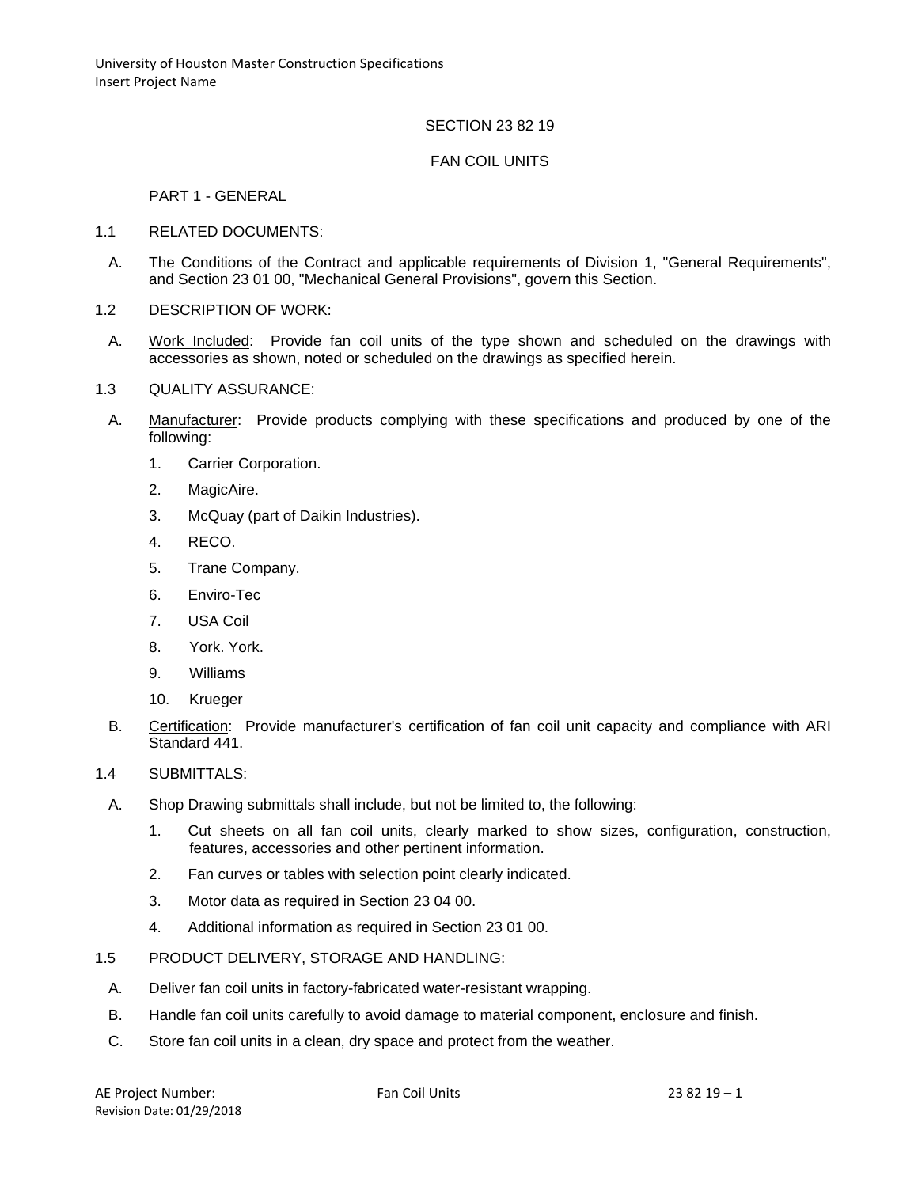# SECTION 23 82 19

# FAN COIL UNITS

## PART 1 - GENERAL

### 1.1 RELATED DOCUMENTS:

A. The Conditions of the Contract and applicable requirements of Division 1, "General Requirements", and Section 23 01 00, "Mechanical General Provisions", govern this Section.

### 1.2 DESCRIPTION OF WORK:

A. Work Included: Provide fan coil units of the type shown and scheduled on the drawings with accessories as shown, noted or scheduled on the drawings as specified herein.

### 1.3 QUALITY ASSURANCE:

A. Manufacturer: Provide products complying with these specifications and produced by one of the following:

1. Carrier Corporation.
2. MagicAire.
3. McQuay (part of Daikin Industries).
4. RECO.
5. Trane Company.
6. Enviro-Tec
7. USA Coil
8. York. York.
9. Williams
10. Krueger

B. Certification: Provide manufacturer's certification of fan coil unit capacity and compliance with ARI Standard 441.

### 1.4 SUBMITTALS:

A. Shop Drawing submittals shall include, but not be limited to, the following:

1. Cut sheets on all fan coil units, clearly marked to show sizes, configuration, construction, features, accessories and other pertinent information.
2. Fan curves or tables with selection point clearly indicated.
3. Motor data as required in Section 23 04 00.
4. Additional information as required in Section 23 01 00.

### 1.5 PRODUCT DELIVERY, STORAGE AND HANDLING:

A. Deliver fan coil units in factory-fabricated water-resistant wrapping.

B. Handle fan coil units carefully to avoid damage to material component, enclosure and finish.

C. Store fan coil units in a clean, dry space and protect from the weather.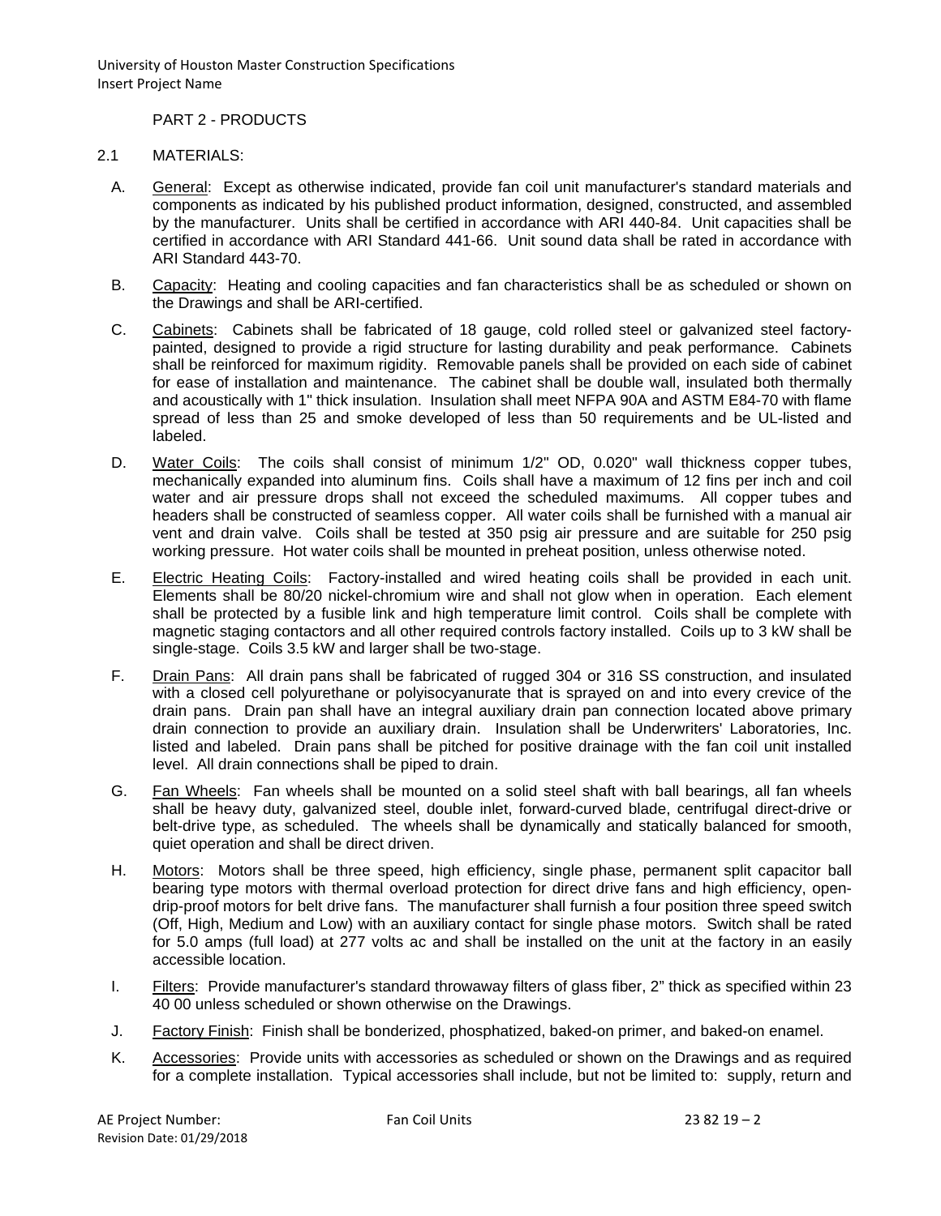PART 2 - PRODUCTS

2.1 MATERIALS:

A. General: Except as otherwise indicated, provide fan coil unit manufacturer's standard materials and components as indicated by his published product information, designed, constructed, and assembled by the manufacturer. Units shall be certified in accordance with ARI 440-84. Unit capacities shall be certified in accordance with ARI Standard 441-66. Unit sound data shall be rated in accordance with ARI Standard 443-70.

B. Capacity: Heating and cooling capacities and fan characteristics shall be as scheduled or shown on the Drawings and shall be ARI-certified.

C. Cabinets: Cabinets shall be fabricated of 18 gauge, cold rolled steel or galvanized steel factory-painted, designed to provide a rigid structure for lasting durability and peak performance. Cabinets shall be reinforced for maximum rigidity. Removable panels shall be provided on each side of cabinet for ease of installation and maintenance. The cabinet shall be double wall, insulated both thermally and acoustically with 1" thick insulation. Insulation shall meet NFPA 90A and ASTM E84-70 with flame spread of less than 25 and smoke developed of less than 50 requirements and be UL-listed and labeled.

D. Water Coils: The coils shall consist of minimum 1/2" OD, 0.020" wall thickness copper tubes, mechanically expanded into aluminum fins. Coils shall have a maximum of 12 fins per inch and coil water and air pressure drops shall not exceed the scheduled maximums. All copper tubes and headers shall be constructed of seamless copper. All water coils shall be furnished with a manual air vent and drain valve. Coils shall be tested at 350 psig air pressure and are suitable for 250 psig working pressure. Hot water coils shall be mounted in preheat position, unless otherwise noted.

E. Electric Heating Coils: Factory-installed and wired heating coils shall be provided in each unit. Elements shall be 80/20 nickel-chromium wire and shall not glow when in operation. Each element shall be protected by a fusible link and high temperature limit control. Coils shall be complete with magnetic staging contactors and all other required controls factory installed. Coils up to 3 kW shall be single-stage. Coils 3.5 kW and larger shall be two-stage.

F. Drain Pans: All drain pans shall be fabricated of rugged 304 or 316 SS construction, and insulated with a closed cell polyurethane or polyisocyanurate that is sprayed on and into every crevice of the drain pans. Drain pan shall have an integral auxiliary drain pan connection located above primary drain connection to provide an auxiliary drain. Insulation shall be Underwriters' Laboratories, Inc. listed and labeled. Drain pans shall be pitched for positive drainage with the fan coil unit installed level. All drain connections shall be piped to drain.

G. Fan Wheels: Fan wheels shall be mounted on a solid steel shaft with ball bearings, all fan wheels shall be heavy duty, galvanized steel, double inlet, forward-curved blade, centrifugal direct-drive or belt-drive type, as scheduled. The wheels shall be dynamically and statically balanced for smooth, quiet operation and shall be direct driven.

H. Motors: Motors shall be three speed, high efficiency, single phase, permanent split capacitor ball bearing type motors with thermal overload protection for direct drive fans and high efficiency, open-drip-proof motors for belt drive fans. The manufacturer shall furnish a four position three speed switch (Off, High, Medium and Low) with an auxiliary contact for single phase motors. Switch shall be rated for 5.0 amps (full load) at 277 volts ac and shall be installed on the unit at the factory in an easily accessible location.

I. Filters: Provide manufacturer's standard throwaway filters of glass fiber, 2" thick as specified within 23 40 00 unless scheduled or shown otherwise on the Drawings.

J. Factory Finish: Finish shall be bonderized, phosphatized, baked-on primer, and baked-on enamel.

K. Accessories: Provide units with accessories as scheduled or shown on the Drawings and as required for a complete installation. Typical accessories shall include, but not be limited to: supply, return and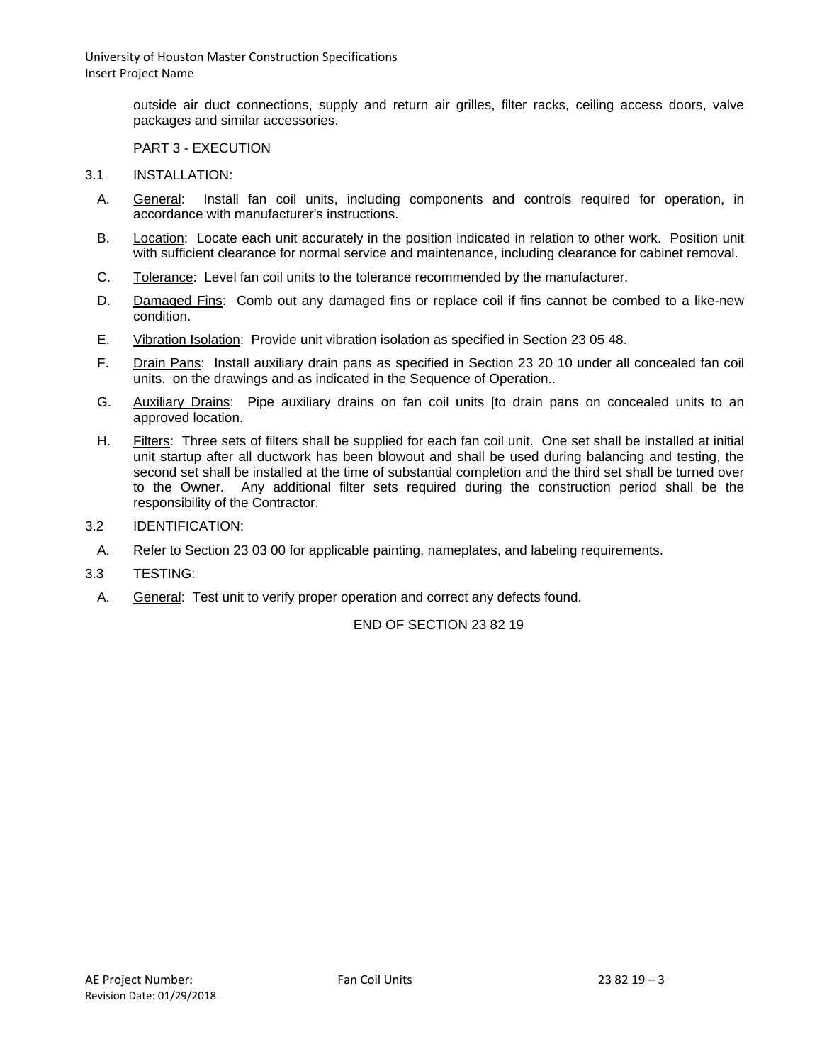outside air duct connections, supply and return air grilles, filter racks, ceiling access doors, valve packages and similar accessories.

PART 3 - EXECUTION

3.1 INSTALLATION:

A. General: Install fan coil units, including components and controls required for operation, in accordance with manufacturer's instructions.

B. Location: Locate each unit accurately in the position indicated in relation to other work. Position unit with sufficient clearance for normal service and maintenance, including clearance for cabinet removal.

C. Tolerance: Level fan coil units to the tolerance recommended by the manufacturer.

D. Damaged Fins: Comb out any damaged fins or replace coil if fins cannot be combed to a like-new condition.

E. Vibration Isolation: Provide unit vibration isolation as specified in Section 23 05 48.

F. Drain Pans: Install auxiliary drain pans as specified in Section 23 20 10 under all concealed fan coil units. on the drawings and as indicated in the Sequence of Operation..

G. Auxiliary Drains: Pipe auxiliary drains on fan coil units [to drain pans on concealed units to an approved location.

H. Filters: Three sets of filters shall be supplied for each fan coil unit. One set shall be installed at initial unit startup after all ductwork has been blowout and shall be used during balancing and testing, the second set shall be installed at the time of substantial completion and the third set shall be turned over to the Owner. Any additional filter sets required during the construction period shall be the responsibility of the Contractor.

3.2 IDENTIFICATION:

A. Refer to Section 23 03 00 for applicable painting, nameplates, and labeling requirements.

3.3 TESTING:

A. General: Test unit to verify proper operation and correct any defects found.

END OF SECTION 23 82 19